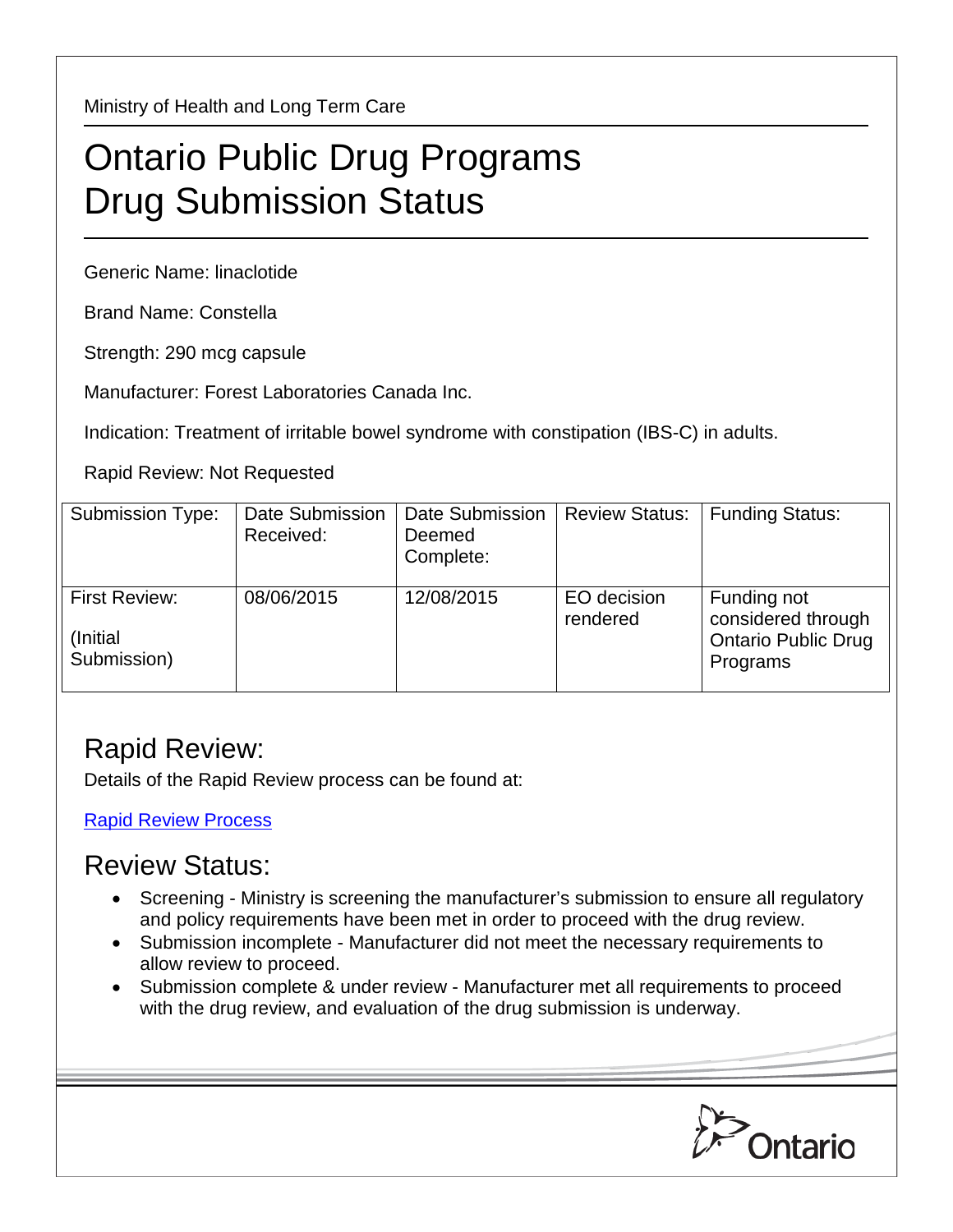Ministry of Health and Long Term Care

# Ontario Public Drug Programs
# Drug Submission Status

Generic Name: linaclotide

Brand Name: Constella

Strength: 290 mcg capsule

Manufacturer: Forest Laboratories Canada Inc.

Indication: Treatment of irritable bowel syndrome with constipation (IBS-C) in adults.

Rapid Review: Not Requested

| Submission Type: | Date Submission Received: | Date Submission Deemed Complete: | Review Status: | Funding Status: |
|---|---|---|---|---|
| First Review: (Initial Submission) | 08/06/2015 | 12/08/2015 | EO decision rendered | Funding not considered through Ontario Public Drug Programs |

## Rapid Review:

Details of the Rapid Review process can be found at:

[Rapid Review Process]

## Review Status:

- Screening - Ministry is screening the manufacturer's submission to ensure all regulatory and policy requirements have been met in order to proceed with the drug review.
- Submission incomplete - Manufacturer did not meet the necessary requirements to allow review to proceed.
- Submission complete & under review - Manufacturer met all requirements to proceed with the drug review, and evaluation of the drug submission is underway.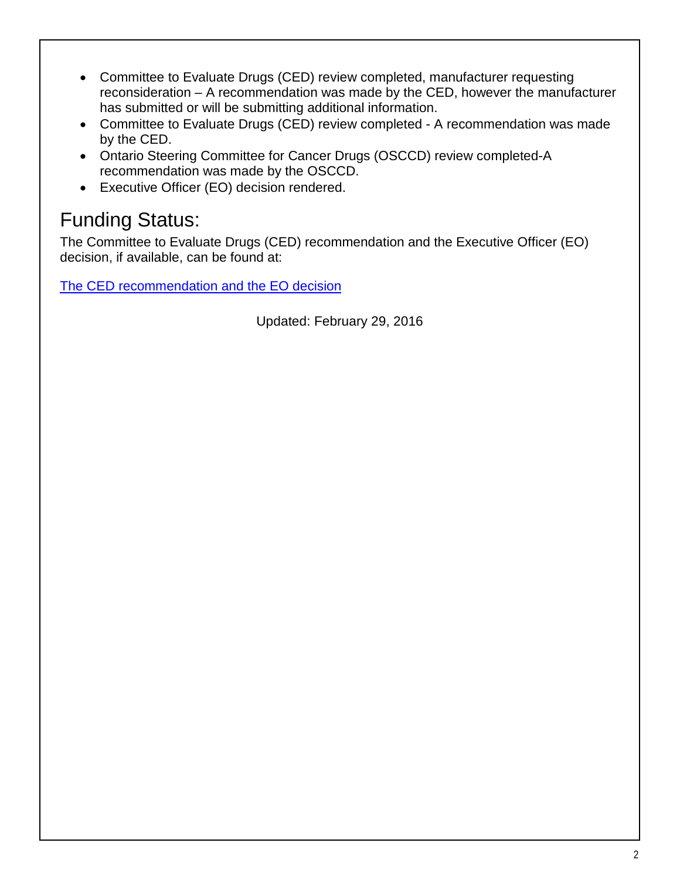- Committee to Evaluate Drugs (CED) review completed, manufacturer requesting reconsideration – A recommendation was made by the CED, however the manufacturer has submitted or will be submitting additional information.
- Committee to Evaluate Drugs (CED) review completed - A recommendation was made by the CED.
- Ontario Steering Committee for Cancer Drugs (OSCCD) review completed-A recommendation was made by the OSCCD.
- Executive Officer (EO) decision rendered.

# Funding Status:

The Committee to Evaluate Drugs (CED) recommendation and the Executive Officer (EO) decision, if available, can be found at:

The CED recommendation and the EO decision

Updated: February 29, 2016